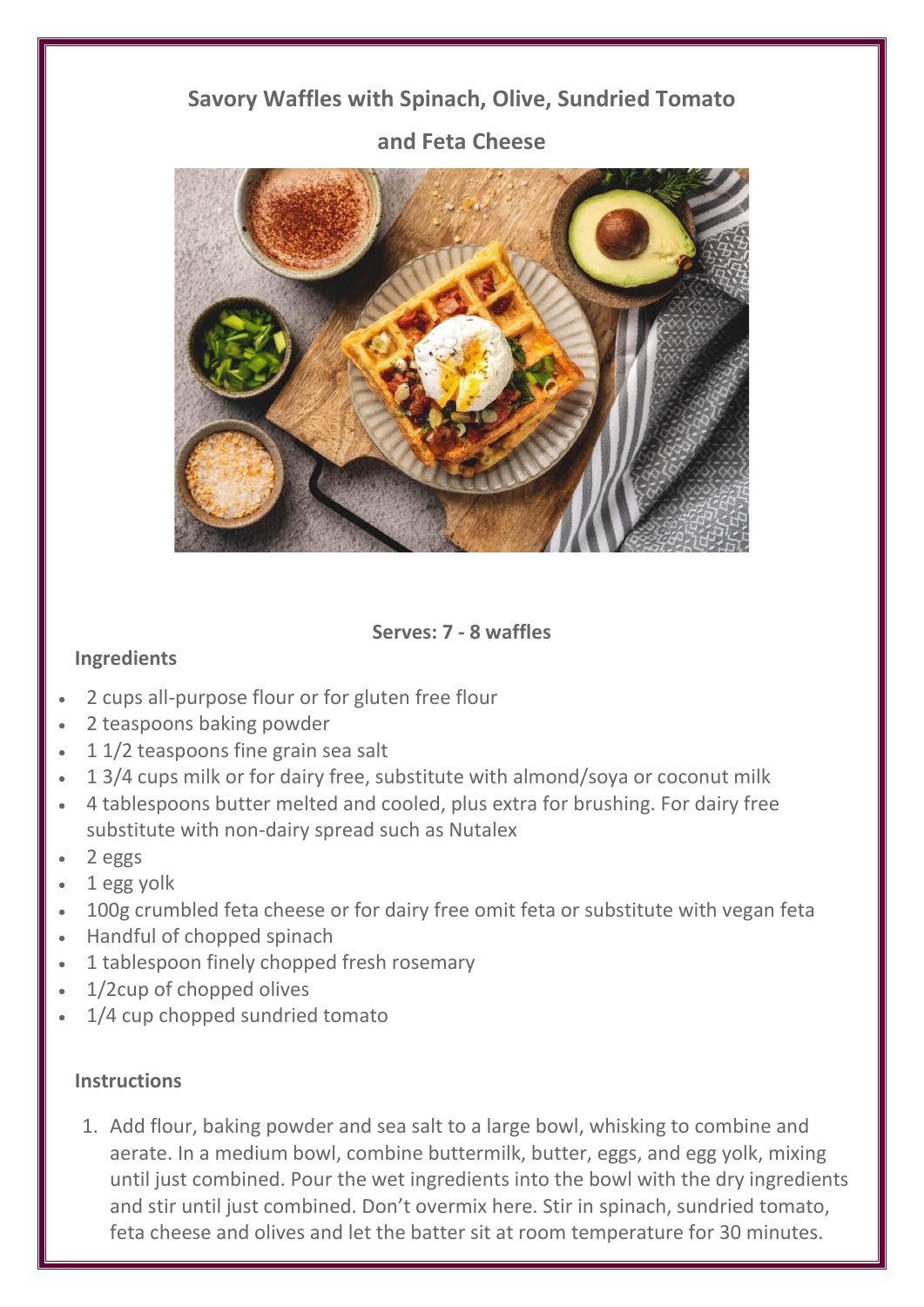# Savory Waffles with Spinach, Olive, Sundried Tomato and Feta Cheese

**Serves: 7 - 8 waffles**

## Ingredients

- 2 cups all-purpose flour or for gluten free flour
- 2 teaspoons baking powder
- 1 1/2 teaspoons fine grain sea salt
- 1 3/4 cups milk or for dairy free, substitute with almond/soya or coconut milk
- 4 tablespoons butter melted and cooled, plus extra for brushing. For dairy free substitute with non-dairy spread such as Nutalex
- 2 eggs
- 1 egg yolk
- 100g crumbled feta cheese or for dairy free omit feta or substitute with vegan feta
- Handful of chopped spinach
- 1 tablespoon finely chopped fresh rosemary
- 1/2cup of chopped olives
- 1/4 cup chopped sundried tomato

## Instructions

1. Add flour, baking powder and sea salt to a large bowl, whisking to combine and aerate. In a medium bowl, combine buttermilk, butter, eggs, and egg yolk, mixing until just combined. Pour the wet ingredients into the bowl with the dry ingredients and stir until just combined. Don't overmix here. Stir in spinach, sundried tomato, feta cheese and olives and let the batter sit at room temperature for 30 minutes.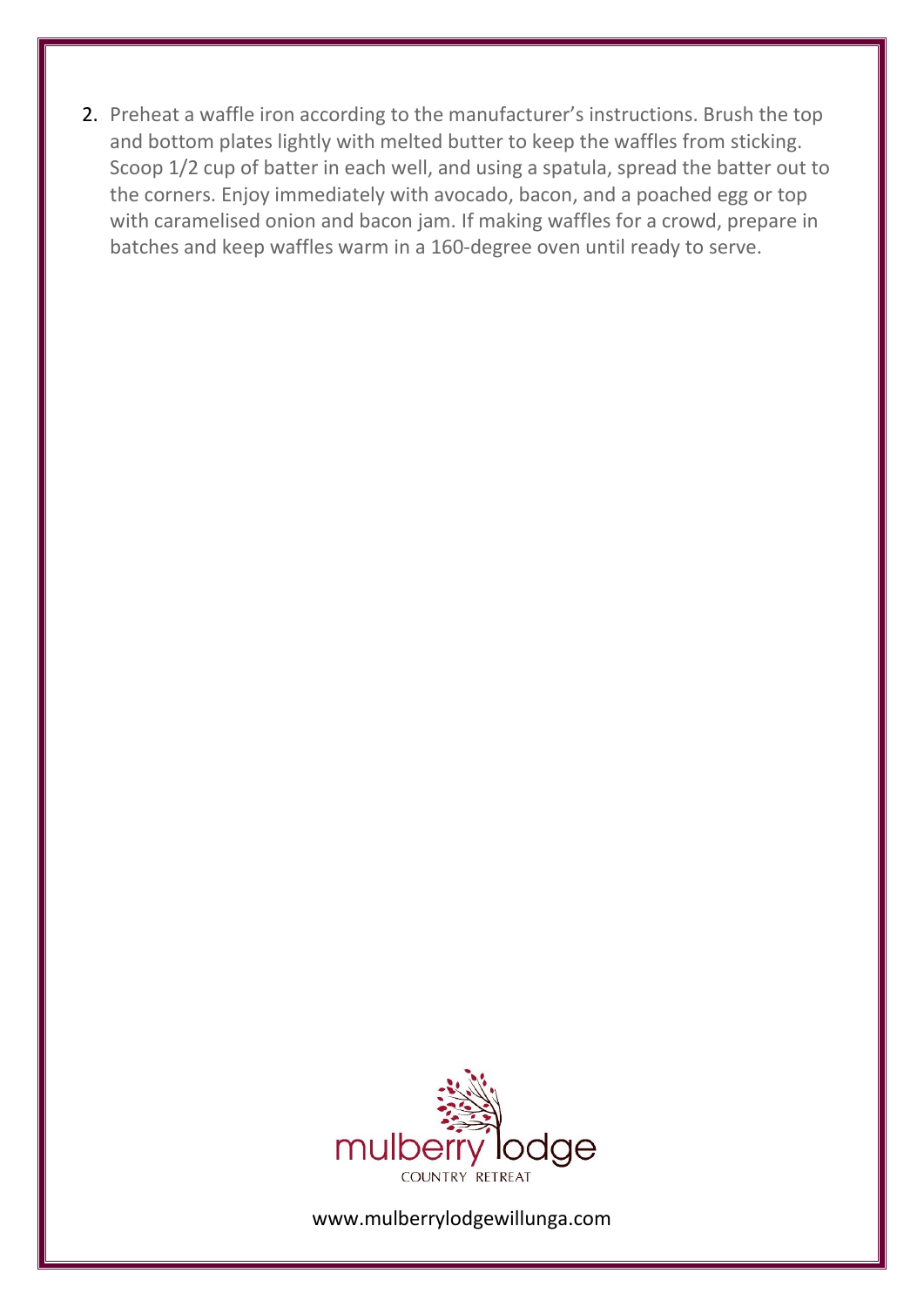2. Preheat a waffle iron according to the manufacturer's instructions. Brush the top and bottom plates lightly with melted butter to keep the waffles from sticking. Scoop 1/2 cup of batter in each well, and using a spatula, spread the batter out to the corners. Enjoy immediately with avocado, bacon, and a poached egg or top with caramelised onion and bacon jam. If making waffles for a crowd, prepare in batches and keep waffles warm in a 160-degree oven until ready to serve.

mulberry lodge

COUNTRY RETREAT

www.mulberrylodgewillunga.com